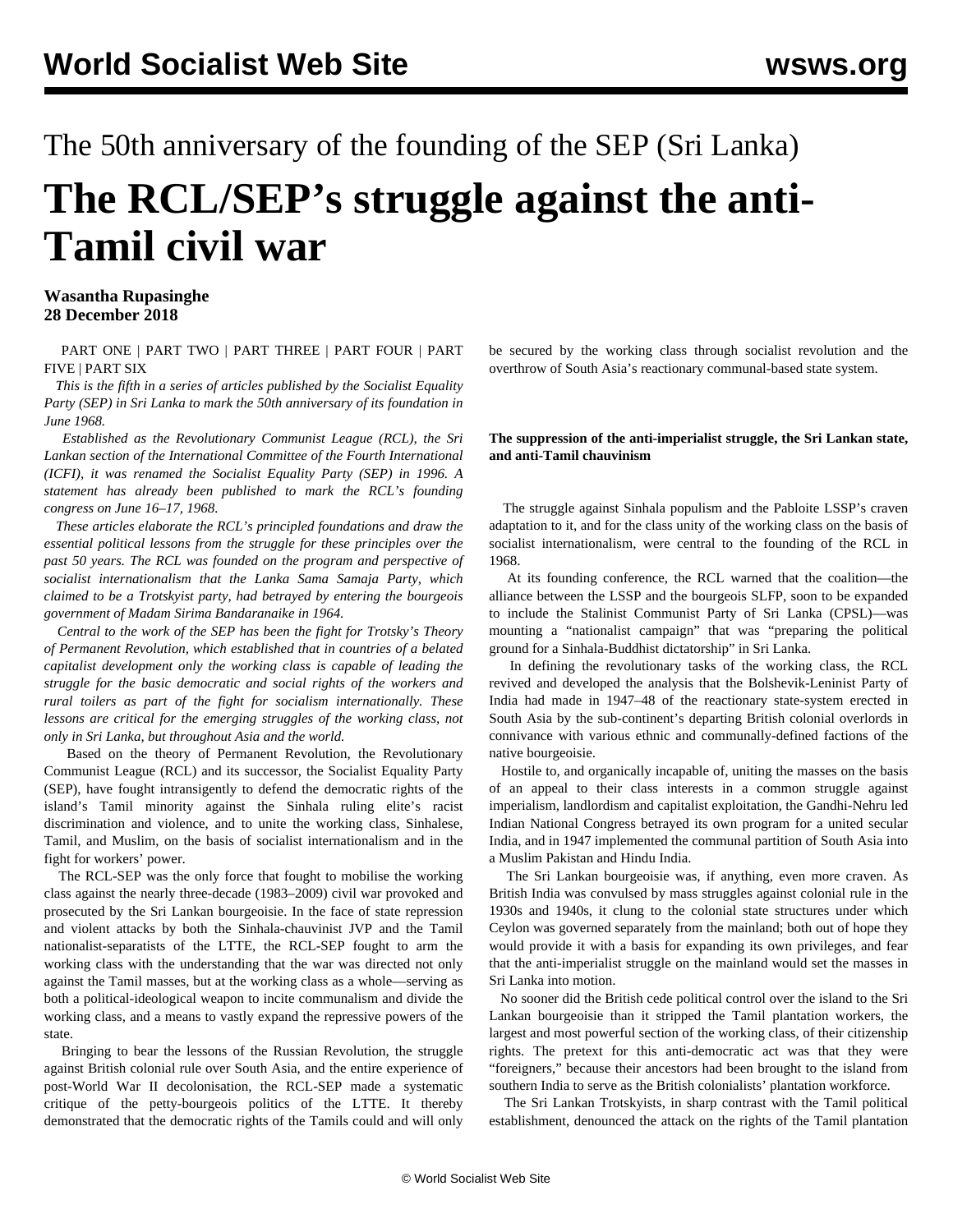# The 50th anniversary of the founding of the SEP (Sri Lanka)

# The RCL/SEP's struggle against the anti-Tamil civil war

**Wasantha Rupasinghe**
**28 December 2018**

PART ONE | PART TWO | PART THREE | PART FOUR | PART FIVE | PART SIX

*This is the fifth in a series of articles published by the Socialist Equality Party (SEP) in Sri Lanka to mark the 50th anniversary of its foundation in June 1968.*

*Established as the Revolutionary Communist League (RCL), the Sri Lankan section of the International Committee of the Fourth International (ICFI), it was renamed the Socialist Equality Party (SEP) in 1996. A statement has already been published to mark the RCL's founding congress on June 16–17, 1968.*

*These articles elaborate the RCL's principled foundations and draw the essential political lessons from the struggle for these principles over the past 50 years. The RCL was founded on the program and perspective of socialist internationalism that the Lanka Sama Samaja Party, which claimed to be a Trotskyist party, had betrayed by entering the bourgeois government of Madam Sirima Bandaranaike in 1964.*

*Central to the work of the SEP has been the fight for Trotsky's Theory of Permanent Revolution, which established that in countries of a belated capitalist development only the working class is capable of leading the struggle for the basic democratic and social rights of the workers and rural toilers as part of the fight for socialism internationally. These lessons are critical for the emerging struggles of the working class, not only in Sri Lanka, but throughout Asia and the world.*

Based on the theory of Permanent Revolution, the Revolutionary Communist League (RCL) and its successor, the Socialist Equality Party (SEP), have fought intransigently to defend the democratic rights of the island's Tamil minority against the Sinhala ruling elite's racist discrimination and violence, and to unite the working class, Sinhalese, Tamil, and Muslim, on the basis of socialist internationalism and in the fight for workers' power.

The RCL-SEP was the only force that fought to mobilise the working class against the nearly three-decade (1983–2009) civil war provoked and prosecuted by the Sri Lankan bourgeoisie. In the face of state repression and violent attacks by both the Sinhala-chauvinist JVP and the Tamil nationalist-separatists of the LTTE, the RCL-SEP fought to arm the working class with the understanding that the war was directed not only against the Tamil masses, but at the working class as a whole—serving as both a political-ideological weapon to incite communalism and divide the working class, and a means to vastly expand the repressive powers of the state.

Bringing to bear the lessons of the Russian Revolution, the struggle against British colonial rule over South Asia, and the entire experience of post-World War II decolonisation, the RCL-SEP made a systematic critique of the petty-bourgeois politics of the LTTE. It thereby demonstrated that the democratic rights of the Tamils could and will only be secured by the working class through socialist revolution and the overthrow of South Asia's reactionary communal-based state system.

**The suppression of the anti-imperialist struggle, the Sri Lankan state, and anti-Tamil chauvinism**

The struggle against Sinhala populism and the Pabloite LSSP's craven adaptation to it, and for the class unity of the working class on the basis of socialist internationalism, were central to the founding of the RCL in 1968.

At its founding conference, the RCL warned that the coalition—the alliance between the LSSP and the bourgeois SLFP, soon to be expanded to include the Stalinist Communist Party of Sri Lanka (CPSL)—was mounting a "nationalist campaign" that was "preparing the political ground for a Sinhala-Buddhist dictatorship" in Sri Lanka.

In defining the revolutionary tasks of the working class, the RCL revived and developed the analysis that the Bolshevik-Leninist Party of India had made in 1947–48 of the reactionary state-system erected in South Asia by the sub-continent's departing British colonial overlords in connivance with various ethnic and communally-defined factions of the native bourgeoisie.

Hostile to, and organically incapable of, uniting the masses on the basis of an appeal to their class interests in a common struggle against imperialism, landlordism and capitalist exploitation, the Gandhi-Nehru led Indian National Congress betrayed its own program for a united secular India, and in 1947 implemented the communal partition of South Asia into a Muslim Pakistan and Hindu India.

The Sri Lankan bourgeoisie was, if anything, even more craven. As British India was convulsed by mass struggles against colonial rule in the 1930s and 1940s, it clung to the colonial state structures under which Ceylon was governed separately from the mainland; both out of hope they would provide it with a basis for expanding its own privileges, and fear that the anti-imperialist struggle on the mainland would set the masses in Sri Lanka into motion.

No sooner did the British cede political control over the island to the Sri Lankan bourgeoisie than it stripped the Tamil plantation workers, the largest and most powerful section of the working class, of their citizenship rights. The pretext for this anti-democratic act was that they were "foreigners," because their ancestors had been brought to the island from southern India to serve as the British colonialists' plantation workforce.

The Sri Lankan Trotskyists, in sharp contrast with the Tamil political establishment, denounced the attack on the rights of the Tamil plantation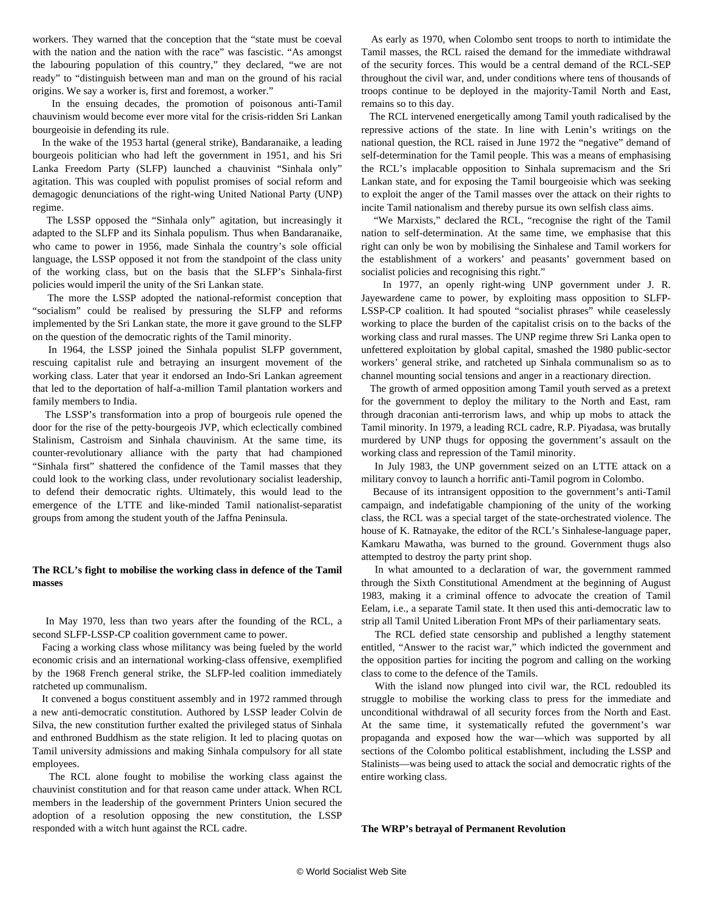workers. They warned that the conception that the "state must be coeval with the nation and the nation with the race" was fascistic. "As amongst the labouring population of this country," they declared, "we are not ready" to "distinguish between man and man on the ground of his racial origins. We say a worker is, first and foremost, a worker."

In the ensuing decades, the promotion of poisonous anti-Tamil chauvinism would become ever more vital for the crisis-ridden Sri Lankan bourgeoisie in defending its rule.

In the wake of the 1953 hartal (general strike), Bandaranaike, a leading bourgeois politician who had left the government in 1951, and his Sri Lanka Freedom Party (SLFP) launched a chauvinist "Sinhala only" agitation. This was coupled with populist promises of social reform and demagogic denunciations of the right-wing United National Party (UNP) regime.

The LSSP opposed the "Sinhala only" agitation, but increasingly it adapted to the SLFP and its Sinhala populism. Thus when Bandaranaike, who came to power in 1956, made Sinhala the country's sole official language, the LSSP opposed it not from the standpoint of the class unity of the working class, but on the basis that the SLFP's Sinhala-first policies would imperil the unity of the Sri Lankan state.

The more the LSSP adopted the national-reformist conception that "socialism" could be realised by pressuring the SLFP and reforms implemented by the Sri Lankan state, the more it gave ground to the SLFP on the question of the democratic rights of the Tamil minority.

In 1964, the LSSP joined the Sinhala populist SLFP government, rescuing capitalist rule and betraying an insurgent movement of the working class. Later that year it endorsed an Indo-Sri Lankan agreement that led to the deportation of half-a-million Tamil plantation workers and family members to India.

The LSSP's transformation into a prop of bourgeois rule opened the door for the rise of the petty-bourgeois JVP, which eclectically combined Stalinism, Castroism and Sinhala chauvinism. At the same time, its counter-revolutionary alliance with the party that had championed "Sinhala first" shattered the confidence of the Tamil masses that they could look to the working class, under revolutionary socialist leadership, to defend their democratic rights. Ultimately, this would lead to the emergence of the LTTE and like-minded Tamil nationalist-separatist groups from among the student youth of the Jaffna Peninsula.

**The RCL's fight to mobilise the working class in defence of the Tamil masses**

In May 1970, less than two years after the founding of the RCL, a second SLFP-LSSP-CP coalition government came to power.

Facing a working class whose militancy was being fueled by the world economic crisis and an international working-class offensive, exemplified by the 1968 French general strike, the SLFP-led coalition immediately ratcheted up communalism.

It convened a bogus constituent assembly and in 1972 rammed through a new anti-democratic constitution. Authored by LSSP leader Colvin de Silva, the new constitution further exalted the privileged status of Sinhala and enthroned Buddhism as the state religion. It led to placing quotas on Tamil university admissions and making Sinhala compulsory for all state employees.

The RCL alone fought to mobilise the working class against the chauvinist constitution and for that reason came under attack. When RCL members in the leadership of the government Printers Union secured the adoption of a resolution opposing the new constitution, the LSSP responded with a witch hunt against the RCL cadre.

As early as 1970, when Colombo sent troops to north to intimidate the Tamil masses, the RCL raised the demand for the immediate withdrawal of the security forces. This would be a central demand of the RCL-SEP throughout the civil war, and, under conditions where tens of thousands of troops continue to be deployed in the majority-Tamil North and East, remains so to this day.

The RCL intervened energetically among Tamil youth radicalised by the repressive actions of the state. In line with Lenin's writings on the national question, the RCL raised in June 1972 the "negative" demand of self-determination for the Tamil people. This was a means of emphasising the RCL's implacable opposition to Sinhala supremacism and the Sri Lankan state, and for exposing the Tamil bourgeoisie which was seeking to exploit the anger of the Tamil masses over the attack on their rights to incite Tamil nationalism and thereby pursue its own selfish class aims.

"We Marxists," declared the RCL, "recognise the right of the Tamil nation to self-determination. At the same time, we emphasise that this right can only be won by mobilising the Sinhalese and Tamil workers for the establishment of a workers' and peasants' government based on socialist policies and recognising this right."

In 1977, an openly right-wing UNP government under J. R. Jayewardene came to power, by exploiting mass opposition to SLFP-LSSP-CP coalition. It had spouted "socialist phrases" while ceaselessly working to place the burden of the capitalist crisis on to the backs of the working class and rural masses. The UNP regime threw Sri Lanka open to unfettered exploitation by global capital, smashed the 1980 public-sector workers' general strike, and ratcheted up Sinhala communalism so as to channel mounting social tensions and anger in a reactionary direction.

The growth of armed opposition among Tamil youth served as a pretext for the government to deploy the military to the North and East, ram through draconian anti-terrorism laws, and whip up mobs to attack the Tamil minority. In 1979, a leading RCL cadre, R.P. Piyadasa, was brutally murdered by UNP thugs for opposing the government's assault on the working class and repression of the Tamil minority.

In July 1983, the UNP government seized on an LTTE attack on a military convoy to launch a horrific anti-Tamil pogrom in Colombo.

Because of its intransigent opposition to the government's anti-Tamil campaign, and indefatigable championing of the unity of the working class, the RCL was a special target of the state-orchestrated violence. The house of K. Ratnayake, the editor of the RCL's Sinhalese-language paper, Kamkaru Mawatha, was burned to the ground. Government thugs also attempted to destroy the party print shop.

In what amounted to a declaration of war, the government rammed through the Sixth Constitutional Amendment at the beginning of August 1983, making it a criminal offence to advocate the creation of Tamil Eelam, i.e., a separate Tamil state. It then used this anti-democratic law to strip all Tamil United Liberation Front MPs of their parliamentary seats.

The RCL defied state censorship and published a lengthy statement entitled, "Answer to the racist war," which indicted the government and the opposition parties for inciting the pogrom and calling on the working class to come to the defence of the Tamils.

With the island now plunged into civil war, the RCL redoubled its struggle to mobilise the working class to press for the immediate and unconditional withdrawal of all security forces from the North and East. At the same time, it systematically refuted the government's war propaganda and exposed how the war—which was supported by all sections of the Colombo political establishment, including the LSSP and Stalinists—was being used to attack the social and democratic rights of the entire working class.

**The WRP's betrayal of Permanent Revolution**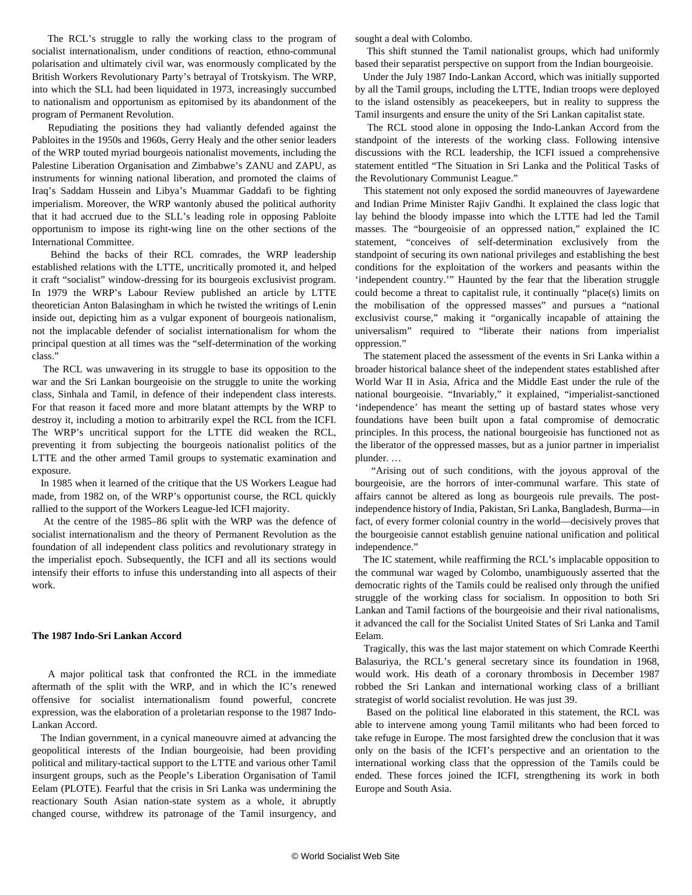The RCL's struggle to rally the working class to the program of socialist internationalism, under conditions of reaction, ethno-communal polarisation and ultimately civil war, was enormously complicated by the British Workers Revolutionary Party's betrayal of Trotskyism. The WRP, into which the SLL had been liquidated in 1973, increasingly succumbed to nationalism and opportunism as epitomised by its abandonment of the program of Permanent Revolution.

Repudiating the positions they had valiantly defended against the Pabloites in the 1950s and 1960s, Gerry Healy and the other senior leaders of the WRP touted myriad bourgeois nationalist movements, including the Palestine Liberation Organisation and Zimbabwe's ZANU and ZAPU, as instruments for winning national liberation, and promoted the claims of Iraq's Saddam Hussein and Libya's Muammar Gaddafi to be fighting imperialism. Moreover, the WRP wantonly abused the political authority that it had accrued due to the SLL's leading role in opposing Pabloite opportunism to impose its right-wing line on the other sections of the International Committee.

Behind the backs of their RCL comrades, the WRP leadership established relations with the LTTE, uncritically promoted it, and helped it craft "socialist" window-dressing for its bourgeois exclusivist program. In 1979 the WRP's Labour Review published an article by LTTE theoretician Anton Balasingham in which he twisted the writings of Lenin inside out, depicting him as a vulgar exponent of bourgeois nationalism, not the implacable defender of socialist internationalism for whom the principal question at all times was the "self-determination of the working class."

The RCL was unwavering in its struggle to base its opposition to the war and the Sri Lankan bourgeoisie on the struggle to unite the working class, Sinhala and Tamil, in defence of their independent class interests. For that reason it faced more and more blatant attempts by the WRP to destroy it, including a motion to arbitrarily expel the RCL from the ICFI. The WRP's uncritical support for the LTTE did weaken the RCL, preventing it from subjecting the bourgeois nationalist politics of the LTTE and the other armed Tamil groups to systematic examination and exposure.

In 1985 when it learned of the critique that the US Workers League had made, from 1982 on, of the WRP's opportunist course, the RCL quickly rallied to the support of the Workers League-led ICFI majority.

At the centre of the 1985–86 split with the WRP was the defence of socialist internationalism and the theory of Permanent Revolution as the foundation of all independent class politics and revolutionary strategy in the imperialist epoch. Subsequently, the ICFI and all its sections would intensify their efforts to infuse this understanding into all aspects of their work.

**The 1987 Indo-Sri Lankan Accord**

A major political task that confronted the RCL in the immediate aftermath of the split with the WRP, and in which the IC's renewed offensive for socialist internationalism found powerful, concrete expression, was the elaboration of a proletarian response to the 1987 Indo-Lankan Accord.

The Indian government, in a cynical maneouvre aimed at advancing the geopolitical interests of the Indian bourgeoisie, had been providing political and military-tactical support to the LTTE and various other Tamil insurgent groups, such as the People's Liberation Organisation of Tamil Eelam (PLOTE). Fearful that the crisis in Sri Lanka was undermining the reactionary South Asian nation-state system as a whole, it abruptly changed course, withdrew its patronage of the Tamil insurgency, and sought a deal with Colombo.

This shift stunned the Tamil nationalist groups, which had uniformly based their separatist perspective on support from the Indian bourgeoisie.

Under the July 1987 Indo-Lankan Accord, which was initially supported by all the Tamil groups, including the LTTE, Indian troops were deployed to the island ostensibly as peacekeepers, but in reality to suppress the Tamil insurgents and ensure the unity of the Sri Lankan capitalist state.

The RCL stood alone in opposing the Indo-Lankan Accord from the standpoint of the interests of the working class. Following intensive discussions with the RCL leadership, the ICFI issued a comprehensive statement entitled "The Situation in Sri Lanka and the Political Tasks of the Revolutionary Communist League."

This statement not only exposed the sordid maneouvres of Jayewardene and Indian Prime Minister Rajiv Gandhi. It explained the class logic that lay behind the bloody impasse into which the LTTE had led the Tamil masses. The "bourgeoisie of an oppressed nation," explained the IC statement, "conceives of self-determination exclusively from the standpoint of securing its own national privileges and establishing the best conditions for the exploitation of the workers and peasants within the 'independent country.'" Haunted by the fear that the liberation struggle could become a threat to capitalist rule, it continually "place(s) limits on the mobilisation of the oppressed masses" and pursues a "national exclusivist course," making it "organically incapable of attaining the universalism" required to "liberate their nations from imperialist oppression."

The statement placed the assessment of the events in Sri Lanka within a broader historical balance sheet of the independent states established after World War II in Asia, Africa and the Middle East under the rule of the national bourgeoisie. "Invariably," it explained, "imperialist-sanctioned 'independence' has meant the setting up of bastard states whose very foundations have been built upon a fatal compromise of democratic principles. In this process, the national bourgeoisie has functioned not as the liberator of the oppressed masses, but as a junior partner in imperialist plunder. …

"Arising out of such conditions, with the joyous approval of the bourgeoisie, are the horrors of inter-communal warfare. This state of affairs cannot be altered as long as bourgeois rule prevails. The post-independence history of India, Pakistan, Sri Lanka, Bangladesh, Burma—in fact, of every former colonial country in the world—decisively proves that the bourgeoisie cannot establish genuine national unification and political independence."

The IC statement, while reaffirming the RCL's implacable opposition to the communal war waged by Colombo, unambiguously asserted that the democratic rights of the Tamils could be realised only through the unified struggle of the working class for socialism. In opposition to both Sri Lankan and Tamil factions of the bourgeoisie and their rival nationalisms, it advanced the call for the Socialist United States of Sri Lanka and Tamil Eelam.

Tragically, this was the last major statement on which Comrade Keerthi Balasuriya, the RCL's general secretary since its foundation in 1968, would work. His death of a coronary thrombosis in December 1987 robbed the Sri Lankan and international working class of a brilliant strategist of world socialist revolution. He was just 39.

Based on the political line elaborated in this statement, the RCL was able to intervene among young Tamil militants who had been forced to take refuge in Europe. The most farsighted drew the conclusion that it was only on the basis of the ICFI's perspective and an orientation to the international working class that the oppression of the Tamils could be ended. These forces joined the ICFI, strengthening its work in both Europe and South Asia.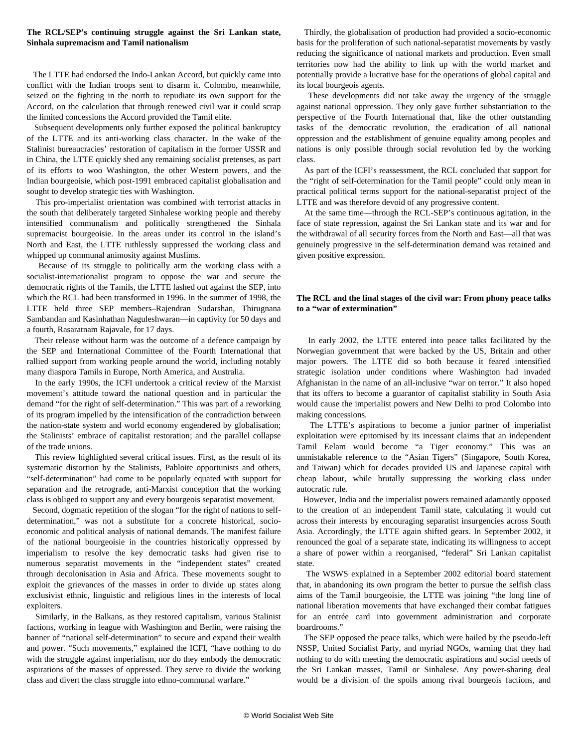**The RCL/SEP's continuing struggle against the Sri Lankan state, Sinhala supremacism and Tamil nationalism**

The LTTE had endorsed the Indo-Lankan Accord, but quickly came into conflict with the Indian troops sent to disarm it. Colombo, meanwhile, seized on the fighting in the north to repudiate its own support for the Accord, on the calculation that through renewed civil war it could scrap the limited concessions the Accord provided the Tamil elite.

Subsequent developments only further exposed the political bankruptcy of the LTTE and its anti-working class character. In the wake of the Stalinist bureaucracies' restoration of capitalism in the former USSR and in China, the LTTE quickly shed any remaining socialist pretenses, as part of its efforts to woo Washington, the other Western powers, and the Indian bourgeoisie, which post-1991 embraced capitalist globalisation and sought to develop strategic ties with Washington.

This pro-imperialist orientation was combined with terrorist attacks in the south that deliberately targeted Sinhalese working people and thereby intensified communalism and politically strengthened the Sinhala supremacist bourgeoisie. In the areas under its control in the island's North and East, the LTTE ruthlessly suppressed the working class and whipped up communal animosity against Muslims.

Because of its struggle to politically arm the working class with a socialist-internationalist program to oppose the war and secure the democratic rights of the Tamils, the LTTE lashed out against the SEP, into which the RCL had been transformed in 1996. In the summer of 1998, the LTTE held three SEP members–Rajendran Sudarshan, Thirugnana Sambandan and Kasinhathan Naguleshwaran—in captivity for 50 days and a fourth, Rasaratnam Rajavale, for 17 days.

Their release without harm was the outcome of a defence campaign by the SEP and International Committee of the Fourth International that rallied support from working people around the world, including notably many diaspora Tamils in Europe, North America, and Australia.

In the early 1990s, the ICFI undertook a critical review of the Marxist movement's attitude toward the national question and in particular the demand "for the right of self-determination." This was part of a reworking of its program impelled by the intensification of the contradiction between the nation-state system and world economy engendered by globalisation; the Stalinists' embrace of capitalist restoration; and the parallel collapse of the trade unions.

This review highlighted several critical issues. First, as the result of its systematic distortion by the Stalinists, Pabloite opportunists and others, "self-determination" had come to be popularly equated with support for separation and the retrograde, anti-Marxist conception that the working class is obliged to support any and every bourgeois separatist movement.

Second, dogmatic repetition of the slogan "for the right of nations to self-determination," was not a substitute for a concrete historical, socio-economic and political analysis of national demands. The manifest failure of the national bourgeoisie in the countries historically oppressed by imperialism to resolve the key democratic tasks had given rise to numerous separatist movements in the "independent states" created through decolonisation in Asia and Africa. These movements sought to exploit the grievances of the masses in order to divide up states along exclusivist ethnic, linguistic and religious lines in the interests of local exploiters.

Similarly, in the Balkans, as they restored capitalism, various Stalinist factions, working in league with Washington and Berlin, were raising the banner of "national self-determination" to secure and expand their wealth and power. "Such movements," explained the ICFI, "have nothing to do with the struggle against imperialism, nor do they embody the democratic aspirations of the masses of oppressed. They serve to divide the working class and divert the class struggle into ethno-communal warfare."

Thirdly, the globalisation of production had provided a socio-economic basis for the proliferation of such national-separatist movements by vastly reducing the significance of national markets and production. Even small territories now had the ability to link up with the world market and potentially provide a lucrative base for the operations of global capital and its local bourgeois agents.

These developments did not take away the urgency of the struggle against national oppression. They only gave further substantiation to the perspective of the Fourth International that, like the other outstanding tasks of the democratic revolution, the eradication of all national oppression and the establishment of genuine equality among peoples and nations is only possible through social revolution led by the working class.

As part of the ICFI's reassessment, the RCL concluded that support for the "right of self-determination for the Tamil people" could only mean in practical political terms support for the national-separatist project of the LTTE and was therefore devoid of any progressive content.

At the same time—through the RCL-SEP's continuous agitation, in the face of state repression, against the Sri Lankan state and its war and for the withdrawal of all security forces from the North and East—all that was genuinely progressive in the self-determination demand was retained and given positive expression.

**The RCL and the final stages of the civil war: From phony peace talks to a "war of extermination"**

In early 2002, the LTTE entered into peace talks facilitated by the Norwegian government that were backed by the US, Britain and other major powers. The LTTE did so both because it feared intensified strategic isolation under conditions where Washington had invaded Afghanistan in the name of an all-inclusive "war on terror." It also hoped that its offers to become a guarantor of capitalist stability in South Asia would cause the imperialist powers and New Delhi to prod Colombo into making concessions.

The LTTE's aspirations to become a junior partner of imperialist exploitation were epitomised by its incessant claims that an independent Tamil Eelam would become "a Tiger economy." This was an unmistakable reference to the "Asian Tigers" (Singapore, South Korea, and Taiwan) which for decades provided US and Japanese capital with cheap labour, while brutally suppressing the working class under autocratic rule.

However, India and the imperialist powers remained adamantly opposed to the creation of an independent Tamil state, calculating it would cut across their interests by encouraging separatist insurgencies across South Asia. Accordingly, the LTTE again shifted gears. In September 2002, it renounced the goal of a separate state, indicating its willingness to accept a share of power within a reorganised, "federal" Sri Lankan capitalist state.

The WSWS explained in a September 2002 editorial board statement that, in abandoning its own program the better to pursue the selfish class aims of the Tamil bourgeoisie, the LTTE was joining "the long line of national liberation movements that have exchanged their combat fatigues for an entrée card into government administration and corporate boardrooms."

The SEP opposed the peace talks, which were hailed by the pseudo-left NSSP, United Socialist Party, and myriad NGOs, warning that they had nothing to do with meeting the democratic aspirations and social needs of the Sri Lankan masses, Tamil or Sinhalese. Any power-sharing deal would be a division of the spoils among rival bourgeois factions, and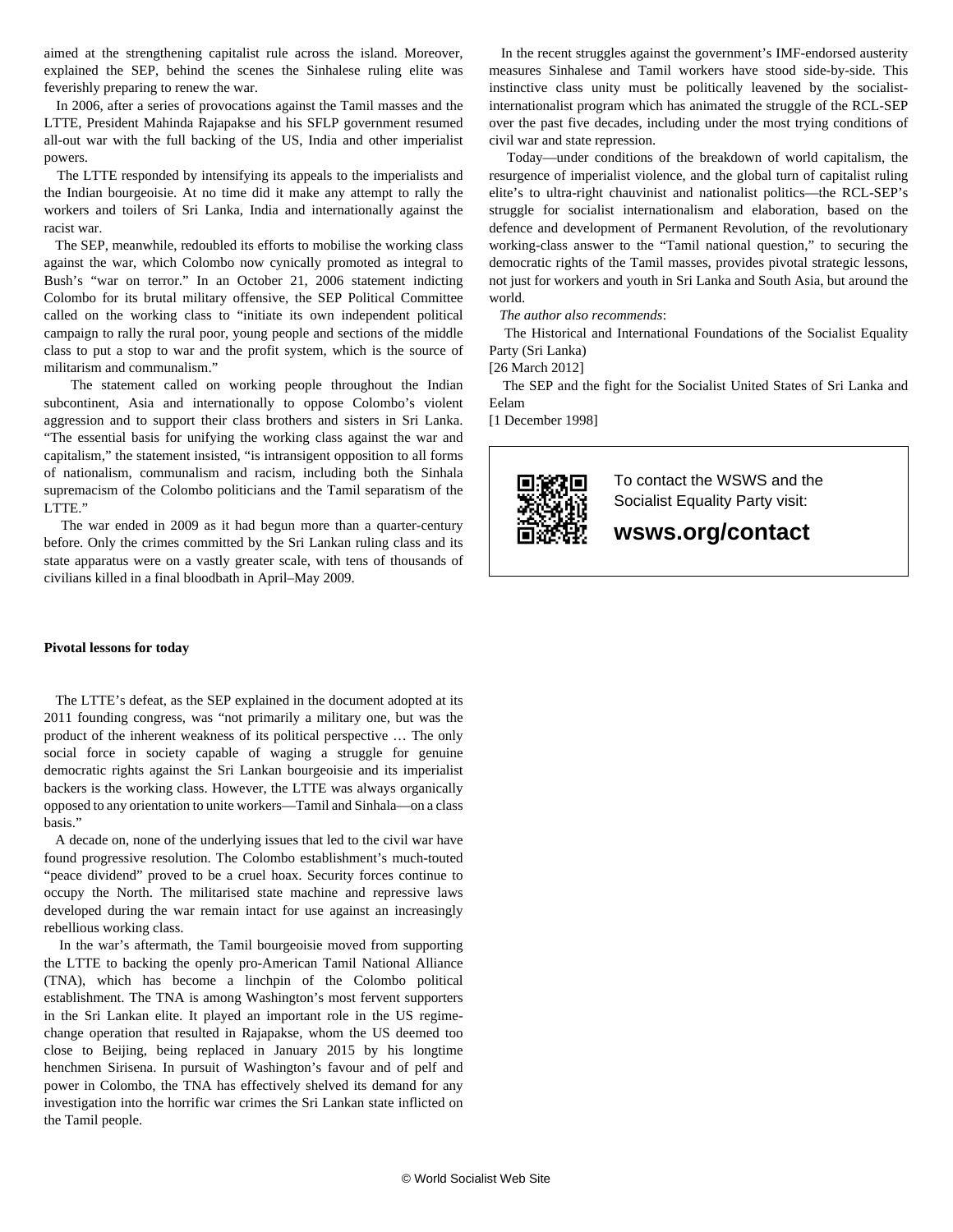aimed at the strengthening capitalist rule across the island. Moreover, explained the SEP, behind the scenes the Sinhalese ruling elite was feverishly preparing to renew the war.

In 2006, after a series of provocations against the Tamil masses and the LTTE, President Mahinda Rajapakse and his SFLP government resumed all-out war with the full backing of the US, India and other imperialist powers.

The LTTE responded by intensifying its appeals to the imperialists and the Indian bourgeoisie. At no time did it make any attempt to rally the workers and toilers of Sri Lanka, India and internationally against the racist war.

The SEP, meanwhile, redoubled its efforts to mobilise the working class against the war, which Colombo now cynically promoted as integral to Bush's "war on terror." In an October 21, 2006 statement indicting Colombo for its brutal military offensive, the SEP Political Committee called on the working class to "initiate its own independent political campaign to rally the rural poor, young people and sections of the middle class to put a stop to war and the profit system, which is the source of militarism and communalism."

The statement called on working people throughout the Indian subcontinent, Asia and internationally to oppose Colombo's violent aggression and to support their class brothers and sisters in Sri Lanka. "The essential basis for unifying the working class against the war and capitalism," the statement insisted, "is intransigent opposition to all forms of nationalism, communalism and racism, including both the Sinhala supremacism of the Colombo politicians and the Tamil separatism of the LTTE."

The war ended in 2009 as it had begun more than a quarter-century before. Only the crimes committed by the Sri Lankan ruling class and its state apparatus were on a vastly greater scale, with tens of thousands of civilians killed in a final bloodbath in April–May 2009.

**Pivotal lessons for today**

The LTTE's defeat, as the SEP explained in the document adopted at its 2011 founding congress, was "not primarily a military one, but was the product of the inherent weakness of its political perspective … The only social force in society capable of waging a struggle for genuine democratic rights against the Sri Lankan bourgeoisie and its imperialist backers is the working class. However, the LTTE was always organically opposed to any orientation to unite workers—Tamil and Sinhala—on a class basis."

A decade on, none of the underlying issues that led to the civil war have found progressive resolution. The Colombo establishment's much-touted "peace dividend" proved to be a cruel hoax. Security forces continue to occupy the North. The militarised state machine and repressive laws developed during the war remain intact for use against an increasingly rebellious working class.

In the war's aftermath, the Tamil bourgeoisie moved from supporting the LTTE to backing the openly pro-American Tamil National Alliance (TNA), which has become a linchpin of the Colombo political establishment. The TNA is among Washington's most fervent supporters in the Sri Lankan elite. It played an important role in the US regime-change operation that resulted in Rajapakse, whom the US deemed too close to Beijing, being replaced in January 2015 by his longtime henchmen Sirisena. In pursuit of Washington's favour and of pelf and power in Colombo, the TNA has effectively shelved its demand for any investigation into the horrific war crimes the Sri Lankan state inflicted on the Tamil people.

In the recent struggles against the government's IMF-endorsed austerity measures Sinhalese and Tamil workers have stood side-by-side. This instinctive class unity must be politically leavened by the socialist-internationalist program which has animated the struggle of the RCL-SEP over the past five decades, including under the most trying conditions of civil war and state repression.

Today—under conditions of the breakdown of world capitalism, the resurgence of imperialist violence, and the global turn of capitalist ruling elite's to ultra-right chauvinist and nationalist politics—the RCL-SEP's struggle for socialist internationalism and elaboration, based on the defence and development of Permanent Revolution, of the revolutionary working-class answer to the "Tamil national question," to securing the democratic rights of the Tamil masses, provides pivotal strategic lessons, not just for workers and youth in Sri Lanka and South Asia, but around the world.

*The author also recommends*:

The Historical and International Foundations of the Socialist Equality Party (Sri Lanka)
[26 March 2012]

The SEP and the fight for the Socialist United States of Sri Lanka and Eelam
[1 December 1998]

To contact the WSWS and the Socialist Equality Party visit:

**wsws.org/contact**